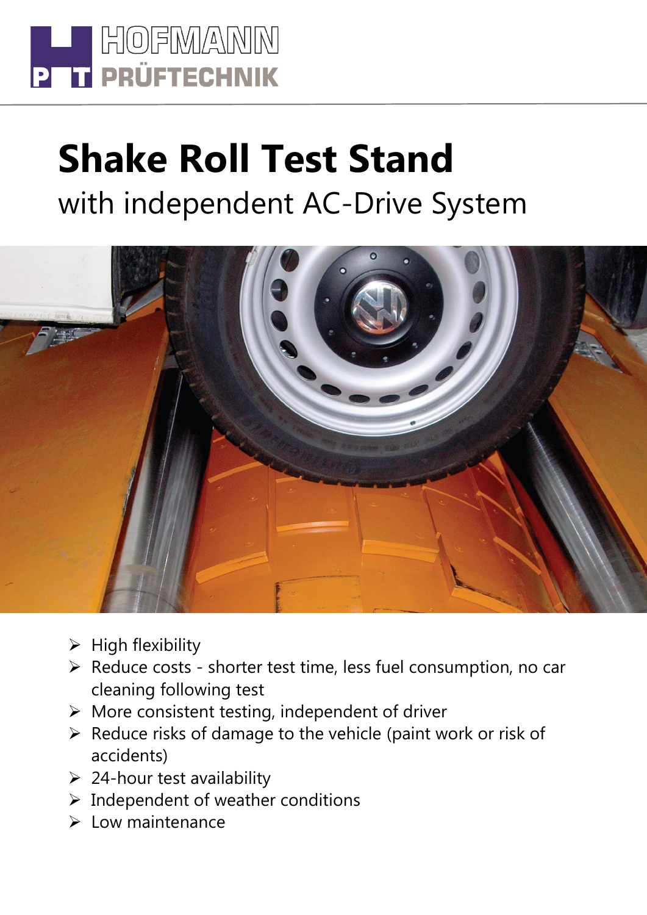HOFMANN PRÜFTECHNIK

# Shake Roll Test Stand

## with independent AC-Drive System

- High flexibility
- Reduce costs - shorter test time, less fuel consumption, no car cleaning following test
- More consistent testing, independent of driver
- Reduce risks of damage to the vehicle (paint work or risk of accidents)
- 24-hour test availability
- Independent of weather conditions
- Low maintenance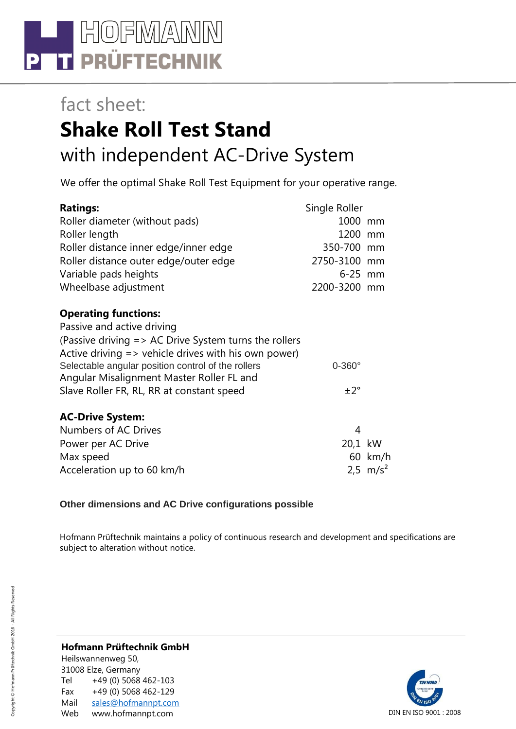HOFMANN PRÜFTECHNIK

fact sheet:

# Shake Roll Test Stand

## with independent AC-Drive System

We offer the optimal Shake Roll Test Equipment for your operative range.

| **Ratings:** | Single Roller | |
|---|---|---|
| Roller diameter (without pads) | 1000 | mm |
| Roller length | 1200 | mm |
| Roller distance inner edge/inner edge | 350-700 | mm |
| Roller distance outer edge/outer edge | 2750-3100 | mm |
| Variable pads heights | 6-25 | mm |
| Wheelbase adjustment | 2200-3200 | mm |

| **Operating functions:** | | |
|---|---|---|
| Passive and active driving | | |
| (Passive driving => AC Drive System turns the rollers | | |
| Active driving => vehicle drives with his own power) | | |
| Selectable angular position control of the rollers | 0-360° | |
| Angular Misalignment Master Roller FL and Slave Roller FR, RL, RR at constant speed | ±2° | |

| **AC-Drive System:** | | |
|---|---|---|
| Numbers of AC Drives | 4 | |
| Power per AC Drive | 20,1 | kW |
| Max speed | 60 | km/h |
| Acceleration up to 60 km/h | 2,5 | $m/s^2$ |

**Other dimensions and AC Drive configurations possible**

Hofmann Prüftechnik maintains a policy of continuous research and development and specifications are subject to alteration without notice.

Copyright © Hofmann Prüftechnik GmbH 2016 - All Rights Reserved

**Hofmann Prüftechnik GmbH**
Heilswannenweg 50,
31008 Elze, Germany
Tel +49 (0) 5068 462-103
Fax +49 (0) 5068 462-129
Mail sales@hofmannpt.com
Web www.hofmannpt.com

DIN EN ISO 9001 : 2008